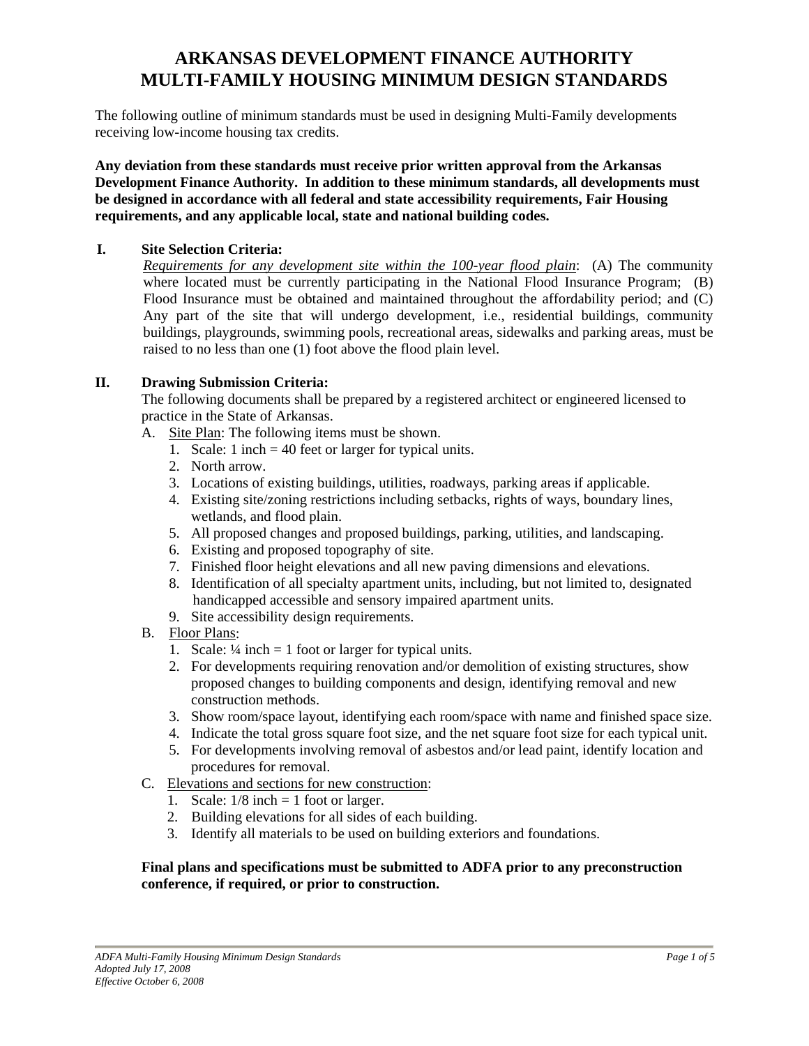# ARKANSAS DEVELOPMENT FINANCE AUTHORITY
# MULTI-FAMILY HOUSING MINIMUM DESIGN STANDARDS

The following outline of minimum standards must be used in designing Multi-Family developments receiving low-income housing tax credits.

**Any deviation from these standards must receive prior written approval from the Arkansas Development Finance Authority. In addition to these minimum standards, all developments must be designed in accordance with all federal and state accessibility requirements, Fair Housing requirements, and any applicable local, state and national building codes.**

## I. Site Selection Criteria:

*Requirements for any development site within the 100-year flood plain*: (A) The community where located must be currently participating in the National Flood Insurance Program; (B) Flood Insurance must be obtained and maintained throughout the affordability period; and (C) Any part of the site that will undergo development, i.e., residential buildings, community buildings, playgrounds, swimming pools, recreational areas, sidewalks and parking areas, must be raised to no less than one (1) foot above the flood plain level.

## II. Drawing Submission Criteria:

The following documents shall be prepared by a registered architect or engineered licensed to practice in the State of Arkansas.

A. Site Plan: The following items must be shown.
   1. Scale: 1 inch = 40 feet or larger for typical units.
   2. North arrow.
   3. Locations of existing buildings, utilities, roadways, parking areas if applicable.
   4. Existing site/zoning restrictions including setbacks, rights of ways, boundary lines, wetlands, and flood plain.
   5. All proposed changes and proposed buildings, parking, utilities, and landscaping.
   6. Existing and proposed topography of site.
   7. Finished floor height elevations and all new paving dimensions and elevations.
   8. Identification of all specialty apartment units, including, but not limited to, designated handicapped accessible and sensory impaired apartment units.
   9. Site accessibility design requirements.

B. Floor Plans:
   1. Scale: ¼ inch = 1 foot or larger for typical units.
   2. For developments requiring renovation and/or demolition of existing structures, show proposed changes to building components and design, identifying removal and new construction methods.
   3. Show room/space layout, identifying each room/space with name and finished space size.
   4. Indicate the total gross square foot size, and the net square foot size for each typical unit.
   5. For developments involving removal of asbestos and/or lead paint, identify location and procedures for removal.

C. Elevations and sections for new construction:
   1. Scale: 1/8 inch = 1 foot or larger.
   2. Building elevations for all sides of each building.
   3. Identify all materials to be used on building exteriors and foundations.

**Final plans and specifications must be submitted to ADFA prior to any preconstruction conference, if required, or prior to construction.**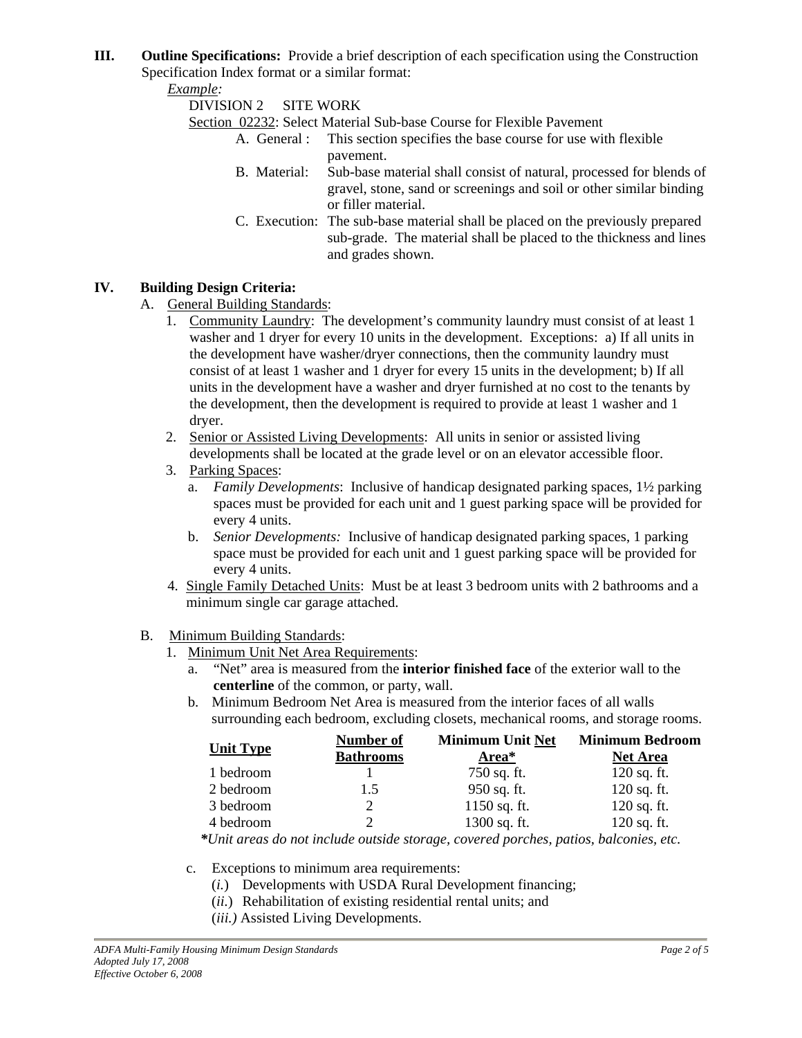**III. Outline Specifications:** Provide a brief description of each specification using the Construction Specification Index format or a similar format:

*Example:*

DIVISION 2 SITE WORK

Section 02232: Select Material Sub-base Course for Flexible Pavement

- A. General : This section specifies the base course for use with flexible pavement.
- B. Material: Sub-base material shall consist of natural, processed for blends of gravel, stone, sand or screenings and soil or other similar binding or filler material.
- C. Execution: The sub-base material shall be placed on the previously prepared sub-grade. The material shall be placed to the thickness and lines and grades shown.

**IV. Building Design Criteria:**

A. General Building Standards:

1. Community Laundry: The development's community laundry must consist of at least 1 washer and 1 dryer for every 10 units in the development. Exceptions: a) If all units in the development have washer/dryer connections, then the community laundry must consist of at least 1 washer and 1 dryer for every 15 units in the development; b) If all units in the development have a washer and dryer furnished at no cost to the tenants by the development, then the development is required to provide at least 1 washer and 1 dryer.
2. Senior or Assisted Living Developments: All units in senior or assisted living developments shall be located at the grade level or on an elevator accessible floor.
3. Parking Spaces:
   a. *Family Developments*: Inclusive of handicap designated parking spaces, 1½ parking spaces must be provided for each unit and 1 guest parking space will be provided for every 4 units.
   b. *Senior Developments:* Inclusive of handicap designated parking spaces, 1 parking space must be provided for each unit and 1 guest parking space will be provided for every 4 units.
4. Single Family Detached Units: Must be at least 3 bedroom units with 2 bathrooms and a minimum single car garage attached.

B. Minimum Building Standards:

1. Minimum Unit Net Area Requirements:
   a. "Net" area is measured from the **interior finished face** of the exterior wall to the **centerline** of the common, or party, wall.
   b. Minimum Bedroom Net Area is measured from the interior faces of all walls surrounding each bedroom, excluding closets, mechanical rooms, and storage rooms.

| Unit Type | Number of Bathrooms | Minimum Unit Net Area* | Minimum Bedroom Net Area |
|---|---|---|---|
| 1 bedroom | 1 | 750 sq. ft. | 120 sq. ft. |
| 2 bedroom | 1.5 | 950 sq. ft. | 120 sq. ft. |
| 3 bedroom | 2 | 1150 sq. ft. | 120 sq. ft. |
| 4 bedroom | 2 | 1300 sq. ft. | 120 sq. ft. |

***Unit areas do not include outside storage, covered porches, patios, balconies, etc.***

   c. Exceptions to minimum area requirements:
      (*i.*) Developments with USDA Rural Development financing;
      (*ii.*) Rehabilitation of existing residential rental units; and
      (*iii.)* Assisted Living Developments.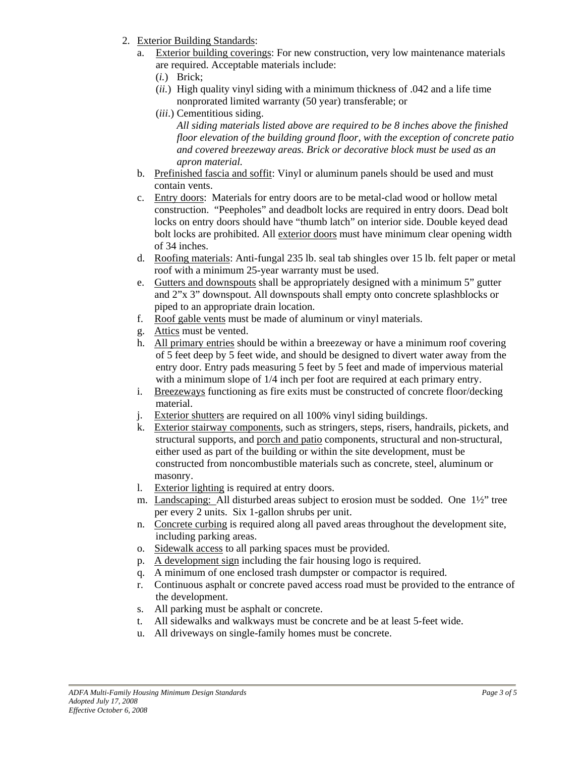2. Exterior Building Standards:
   a. Exterior building coverings: For new construction, very low maintenance materials are required. Acceptable materials include:
      (*i.*) Brick;
      (*ii.*) High quality vinyl siding with a minimum thickness of .042 and a life time nonprorated limited warranty (50 year) transferable; or
      (*iii.*) Cementitious siding.
      *All siding materials listed above are required to be 8 inches above the finished floor elevation of the building ground floor, with the exception of concrete patio and covered breezeway areas. Brick or decorative block must be used as an apron material.*
   b. Prefinished fascia and soffit: Vinyl or aluminum panels should be used and must contain vents.
   c. Entry doors: Materials for entry doors are to be metal-clad wood or hollow metal construction. "Peepholes" and deadbolt locks are required in entry doors. Dead bolt locks on entry doors should have "thumb latch" on interior side. Double keyed dead bolt locks are prohibited. All exterior doors must have minimum clear opening width of 34 inches.
   d. Roofing materials: Anti-fungal 235 lb. seal tab shingles over 15 lb. felt paper or metal roof with a minimum 25-year warranty must be used.
   e. Gutters and downspouts shall be appropriately designed with a minimum 5" gutter and 2"x 3" downspout. All downspouts shall empty onto concrete splashblocks or piped to an appropriate drain location.
   f. Roof gable vents must be made of aluminum or vinyl materials.
   g. Attics must be vented.
   h. All primary entries should be within a breezeway or have a minimum roof covering of 5 feet deep by 5 feet wide, and should be designed to divert water away from the entry door. Entry pads measuring 5 feet by 5 feet and made of impervious material with a minimum slope of 1/4 inch per foot are required at each primary entry.
   i. Breezeways functioning as fire exits must be constructed of concrete floor/decking material.
   j. Exterior shutters are required on all 100% vinyl siding buildings.
   k. Exterior stairway components, such as stringers, steps, risers, handrails, pickets, and structural supports, and porch and patio components, structural and non-structural, either used as part of the building or within the site development, must be constructed from noncombustible materials such as concrete, steel, aluminum or masonry.
   l. Exterior lighting is required at entry doors.
   m. Landscaping: All disturbed areas subject to erosion must be sodded. One 1½" tree per every 2 units. Six 1-gallon shrubs per unit.
   n. Concrete curbing is required along all paved areas throughout the development site, including parking areas.
   o. Sidewalk access to all parking spaces must be provided.
   p. A development sign including the fair housing logo is required.
   q. A minimum of one enclosed trash dumpster or compactor is required.
   r. Continuous asphalt or concrete paved access road must be provided to the entrance of the development.
   s. All parking must be asphalt or concrete.
   t. All sidewalks and walkways must be concrete and be at least 5-feet wide.
   u. All driveways on single-family homes must be concrete.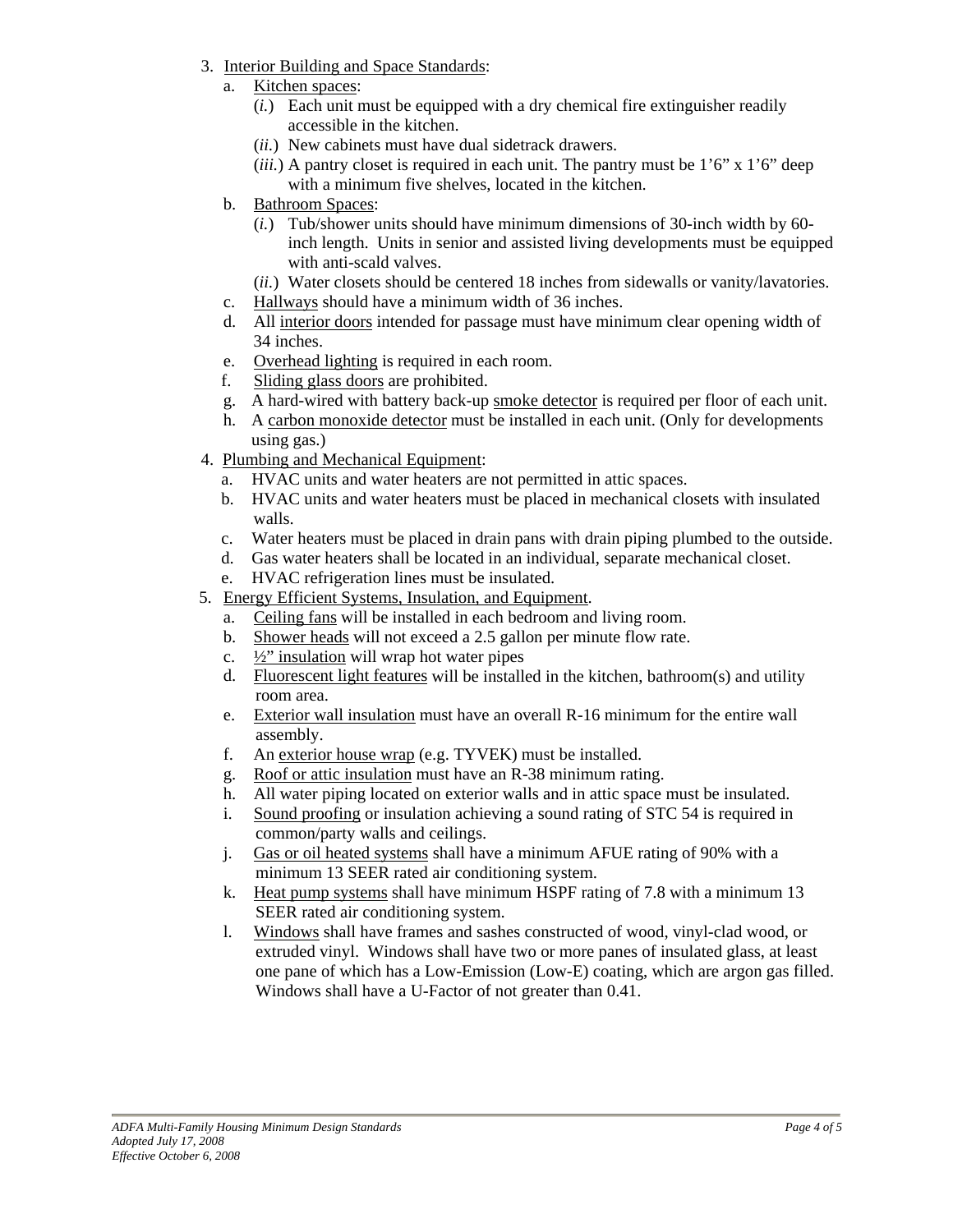3. Interior Building and Space Standards:
    a. Kitchen spaces:
        (*i.*) Each unit must be equipped with a dry chemical fire extinguisher readily accessible in the kitchen.
        (*ii.*) New cabinets must have dual sidetrack drawers.
        (*iii.*) A pantry closet is required in each unit. The pantry must be 1'6" x 1'6" deep with a minimum five shelves, located in the kitchen.
    b. Bathroom Spaces:
        (*i.*) Tub/shower units should have minimum dimensions of 30-inch width by 60-inch length. Units in senior and assisted living developments must be equipped with anti-scald valves.
        (*ii.*) Water closets should be centered 18 inches from sidewalls or vanity/lavatories.
    c. Hallways should have a minimum width of 36 inches.
    d. All interior doors intended for passage must have minimum clear opening width of 34 inches.
    e. Overhead lighting is required in each room.
    f. Sliding glass doors are prohibited.
    g. A hard-wired with battery back-up smoke detector is required per floor of each unit.
    h. A carbon monoxide detector must be installed in each unit. (Only for developments using gas.)
4. Plumbing and Mechanical Equipment:
    a. HVAC units and water heaters are not permitted in attic spaces.
    b. HVAC units and water heaters must be placed in mechanical closets with insulated walls.
    c. Water heaters must be placed in drain pans with drain piping plumbed to the outside.
    d. Gas water heaters shall be located in an individual, separate mechanical closet.
    e. HVAC refrigeration lines must be insulated.
5. Energy Efficient Systems, Insulation, and Equipment.
    a. Ceiling fans will be installed in each bedroom and living room.
    b. Shower heads will not exceed a 2.5 gallon per minute flow rate.
    c. ½" insulation will wrap hot water pipes
    d. Fluorescent light features will be installed in the kitchen, bathroom(s) and utility room area.
    e. Exterior wall insulation must have an overall R-16 minimum for the entire wall assembly.
    f. An exterior house wrap (e.g. TYVEK) must be installed.
    g. Roof or attic insulation must have an R-38 minimum rating.
    h. All water piping located on exterior walls and in attic space must be insulated.
    i. Sound proofing or insulation achieving a sound rating of STC 54 is required in common/party walls and ceilings.
    j. Gas or oil heated systems shall have a minimum AFUE rating of 90% with a minimum 13 SEER rated air conditioning system.
    k. Heat pump systems shall have minimum HSPF rating of 7.8 with a minimum 13 SEER rated air conditioning system.
    l. Windows shall have frames and sashes constructed of wood, vinyl-clad wood, or extruded vinyl. Windows shall have two or more panes of insulated glass, at least one pane of which has a Low-Emission (Low-E) coating, which are argon gas filled. Windows shall have a U-Factor of not greater than 0.41.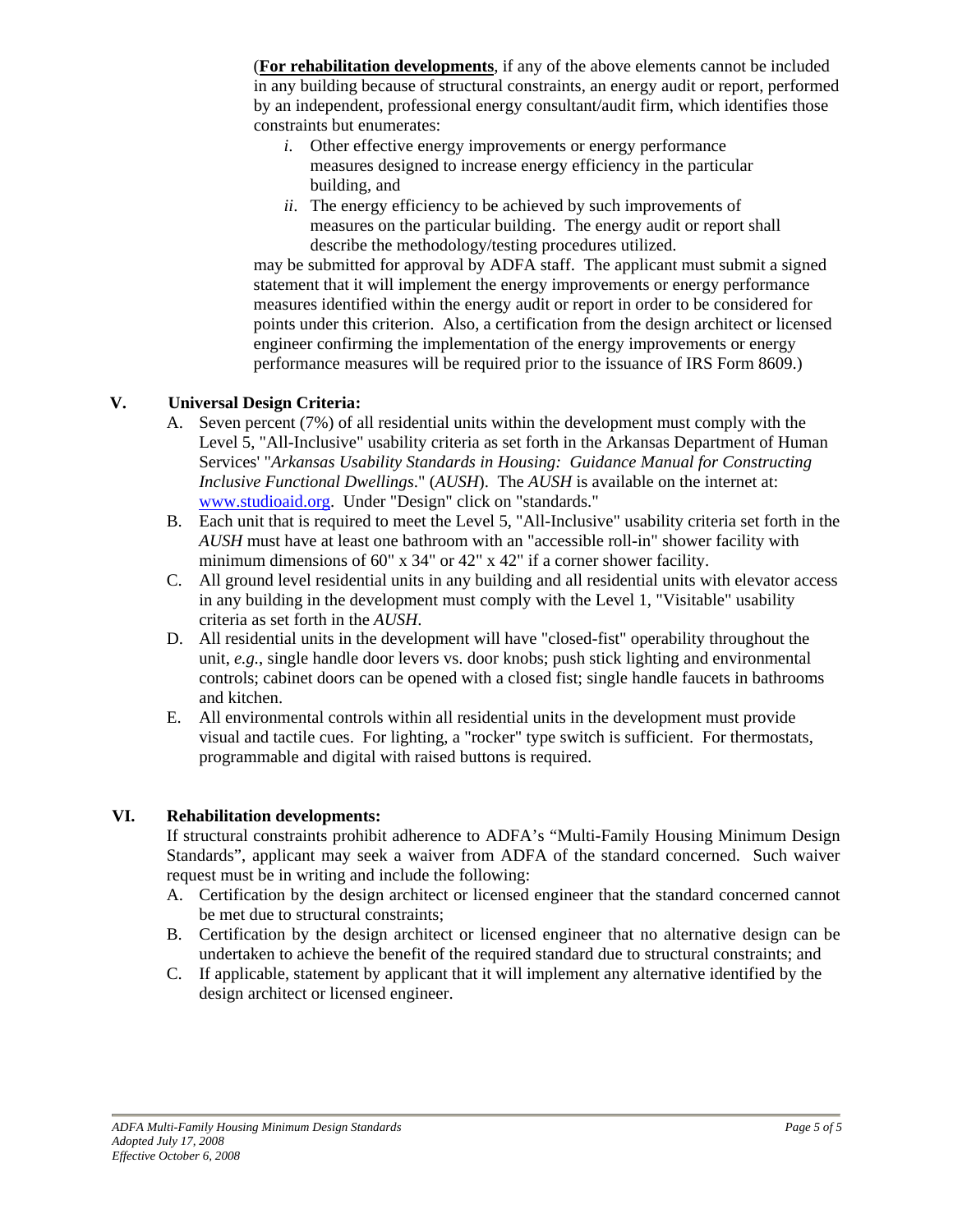(**For rehabilitation developments**, if any of the above elements cannot be included in any building because of structural constraints, an energy audit or report, performed by an independent, professional energy consultant/audit firm, which identifies those constraints but enumerates:

*i*. Other effective energy improvements or energy performance measures designed to increase energy efficiency in the particular building, and

*ii*. The energy efficiency to be achieved by such improvements of measures on the particular building. The energy audit or report shall describe the methodology/testing procedures utilized.

may be submitted for approval by ADFA staff. The applicant must submit a signed statement that it will implement the energy improvements or energy performance measures identified within the energy audit or report in order to be considered for points under this criterion. Also, a certification from the design architect or licensed engineer confirming the implementation of the energy improvements or energy performance measures will be required prior to the issuance of IRS Form 8609.)

## V. Universal Design Criteria:

A. Seven percent (7%) of all residential units within the development must comply with the Level 5, "All-Inclusive" usability criteria as set forth in the Arkansas Department of Human Services' "*Arkansas Usability Standards in Housing: Guidance Manual for Constructing Inclusive Functional Dwellings*." (*AUSH*). The *AUSH* is available on the internet at: www.studioaid.org. Under "Design" click on "standards."

B. Each unit that is required to meet the Level 5, "All-Inclusive" usability criteria set forth in the *AUSH* must have at least one bathroom with an "accessible roll-in" shower facility with minimum dimensions of 60" x 34" or 42" x 42" if a corner shower facility.

C. All ground level residential units in any building and all residential units with elevator access in any building in the development must comply with the Level 1, "Visitable" usability criteria as set forth in the *AUSH*.

D. All residential units in the development will have "closed-fist" operability throughout the unit, *e.g.*, single handle door levers vs. door knobs; push stick lighting and environmental controls; cabinet doors can be opened with a closed fist; single handle faucets in bathrooms and kitchen.

E. All environmental controls within all residential units in the development must provide visual and tactile cues. For lighting, a "rocker" type switch is sufficient. For thermostats, programmable and digital with raised buttons is required.

## VI. Rehabilitation developments:

If structural constraints prohibit adherence to ADFA's "Multi-Family Housing Minimum Design Standards", applicant may seek a waiver from ADFA of the standard concerned. Such waiver request must be in writing and include the following:

A. Certification by the design architect or licensed engineer that the standard concerned cannot be met due to structural constraints;

B. Certification by the design architect or licensed engineer that no alternative design can be undertaken to achieve the benefit of the required standard due to structural constraints; and

C. If applicable, statement by applicant that it will implement any alternative identified by the design architect or licensed engineer.